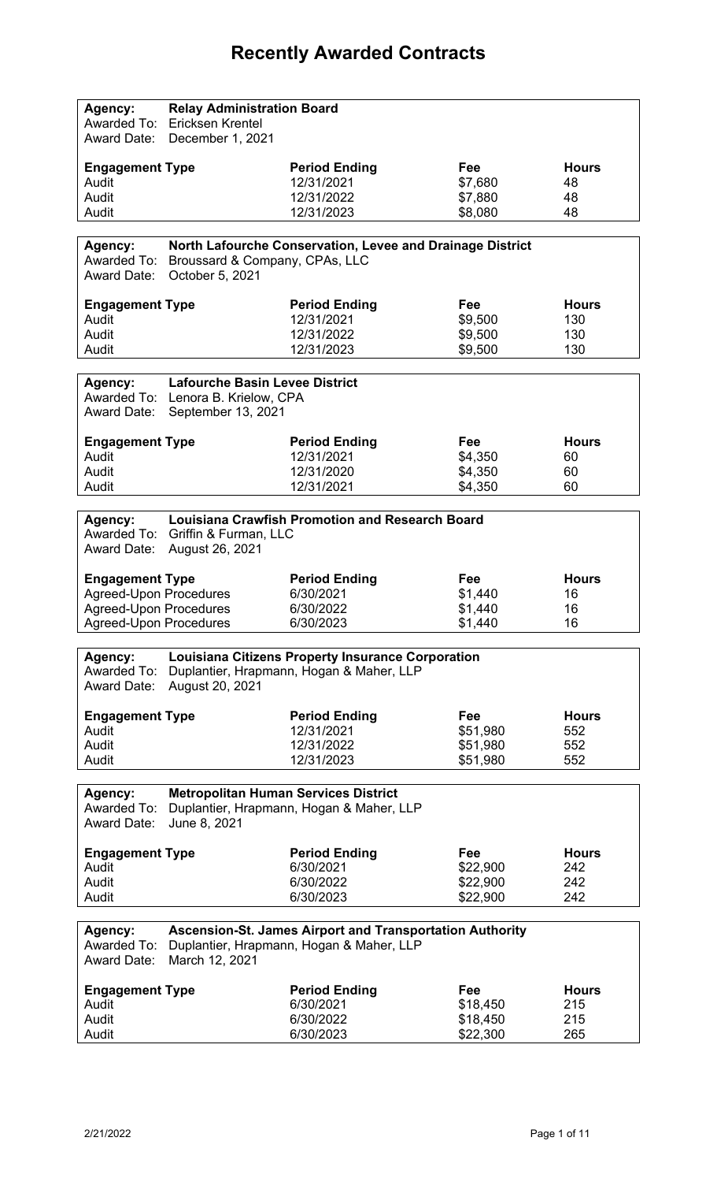# Recently Awarded Contracts

**Agency:** **Relay Administration Board**
Awarded To: Ericksen Krentel
Award Date: December 1, 2021

| Engagement Type | Period Ending | Fee | Hours |
|---|---|---|---|
| Audit | 12/31/2021 | $7,680 | 48 |
| Audit | 12/31/2022 | $7,880 | 48 |
| Audit | 12/31/2023 | $8,080 | 48 |

**Agency:** **North Lafourche Conservation, Levee and Drainage District**
Awarded To: Broussard & Company, CPAs, LLC
Award Date: October 5, 2021

| Engagement Type | Period Ending | Fee | Hours |
|---|---|---|---|
| Audit | 12/31/2021 | $9,500 | 130 |
| Audit | 12/31/2022 | $9,500 | 130 |
| Audit | 12/31/2023 | $9,500 | 130 |

**Agency:** **Lafourche Basin Levee District**
Awarded To: Lenora B. Krielow, CPA
Award Date: September 13, 2021

| Engagement Type | Period Ending | Fee | Hours |
|---|---|---|---|
| Audit | 12/31/2021 | $4,350 | 60 |
| Audit | 12/31/2020 | $4,350 | 60 |
| Audit | 12/31/2021 | $4,350 | 60 |

**Agency:** **Louisiana Crawfish Promotion and Research Board**
Awarded To: Griffin & Furman, LLC
Award Date: August 26, 2021

| Engagement Type | Period Ending | Fee | Hours |
|---|---|---|---|
| Agreed-Upon Procedures | 6/30/2021 | $1,440 | 16 |
| Agreed-Upon Procedures | 6/30/2022 | $1,440 | 16 |
| Agreed-Upon Procedures | 6/30/2023 | $1,440 | 16 |

**Agency:** **Louisiana Citizens Property Insurance Corporation**
Awarded To: Duplantier, Hrapmann, Hogan & Maher, LLP
Award Date: August 20, 2021

| Engagement Type | Period Ending | Fee | Hours |
|---|---|---|---|
| Audit | 12/31/2021 | $51,980 | 552 |
| Audit | 12/31/2022 | $51,980 | 552 |
| Audit | 12/31/2023 | $51,980 | 552 |

**Agency:** **Metropolitan Human Services District**
Awarded To: Duplantier, Hrapmann, Hogan & Maher, LLP
Award Date: June 8, 2021

| Engagement Type | Period Ending | Fee | Hours |
|---|---|---|---|
| Audit | 6/30/2021 | $22,900 | 242 |
| Audit | 6/30/2022 | $22,900 | 242 |
| Audit | 6/30/2023 | $22,900 | 242 |

**Agency:** **Ascension-St. James Airport and Transportation Authority**
Awarded To: Duplantier, Hrapmann, Hogan & Maher, LLP
Award Date: March 12, 2021

| Engagement Type | Period Ending | Fee | Hours |
|---|---|---|---|
| Audit | 6/30/2021 | $18,450 | 215 |
| Audit | 6/30/2022 | $18,450 | 215 |
| Audit | 6/30/2023 | $22,300 | 265 |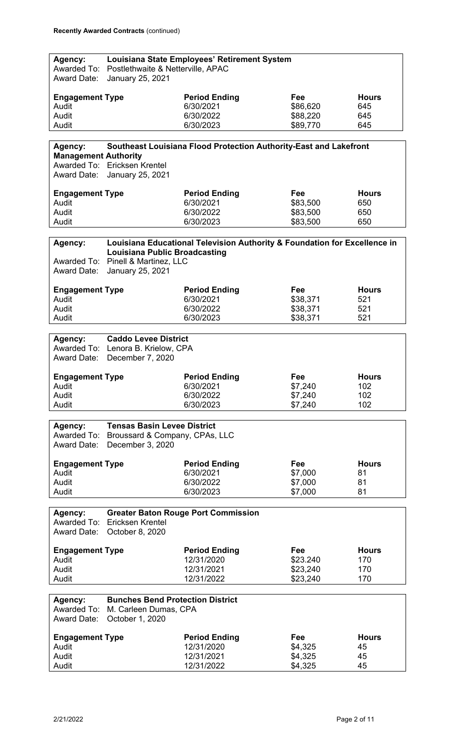**Recently Awarded Contracts** (continued)

**Agency: Louisiana State Employees' Retirement System**
Awarded To: Postlethwaite & Netterville, APAC
Award Date: January 25, 2021

| Engagement Type | Period Ending | Fee | Hours |
|---|---|---|---|
| Audit | 6/30/2021 | $86,620 | 645 |
| Audit | 6/30/2022 | $88,220 | 645 |
| Audit | 6/30/2023 | $89,770 | 645 |

**Agency: Southeast Louisiana Flood Protection Authority-East and Lakefront Management Authority**
Awarded To: Ericksen Krentel
Award Date: January 25, 2021

| Engagement Type | Period Ending | Fee | Hours |
|---|---|---|---|
| Audit | 6/30/2021 | $83,500 | 650 |
| Audit | 6/30/2022 | $83,500 | 650 |
| Audit | 6/30/2023 | $83,500 | 650 |

**Agency: Louisiana Educational Television Authority & Foundation for Excellence in Louisiana Public Broadcasting**
Awarded To: Pinell & Martinez, LLC
Award Date: January 25, 2021

| Engagement Type | Period Ending | Fee | Hours |
|---|---|---|---|
| Audit | 6/30/2021 | $38,371 | 521 |
| Audit | 6/30/2022 | $38,371 | 521 |
| Audit | 6/30/2023 | $38,371 | 521 |

**Agency: Caddo Levee District**
Awarded To: Lenora B. Krielow, CPA
Award Date: December 7, 2020

| Engagement Type | Period Ending | Fee | Hours |
|---|---|---|---|
| Audit | 6/30/2021 | $7,240 | 102 |
| Audit | 6/30/2022 | $7,240 | 102 |
| Audit | 6/30/2023 | $7,240 | 102 |

**Agency: Tensas Basin Levee District**
Awarded To: Broussard & Company, CPAs, LLC
Award Date: December 3, 2020

| Engagement Type | Period Ending | Fee | Hours |
|---|---|---|---|
| Audit | 6/30/2021 | $7,000 | 81 |
| Audit | 6/30/2022 | $7,000 | 81 |
| Audit | 6/30/2023 | $7,000 | 81 |

**Agency: Greater Baton Rouge Port Commission**
Awarded To: Ericksen Krentel
Award Date: October 8, 2020

| Engagement Type | Period Ending | Fee | Hours |
|---|---|---|---|
| Audit | 12/31/2020 | $23.240 | 170 |
| Audit | 12/31/2021 | $23,240 | 170 |
| Audit | 12/31/2022 | $23,240 | 170 |

**Agency: Bunches Bend Protection District**
Awarded To: M. Carleen Dumas, CPA
Award Date: October 1, 2020

| Engagement Type | Period Ending | Fee | Hours |
|---|---|---|---|
| Audit | 12/31/2020 | $4,325 | 45 |
| Audit | 12/31/2021 | $4,325 | 45 |
| Audit | 12/31/2022 | $4,325 | 45 |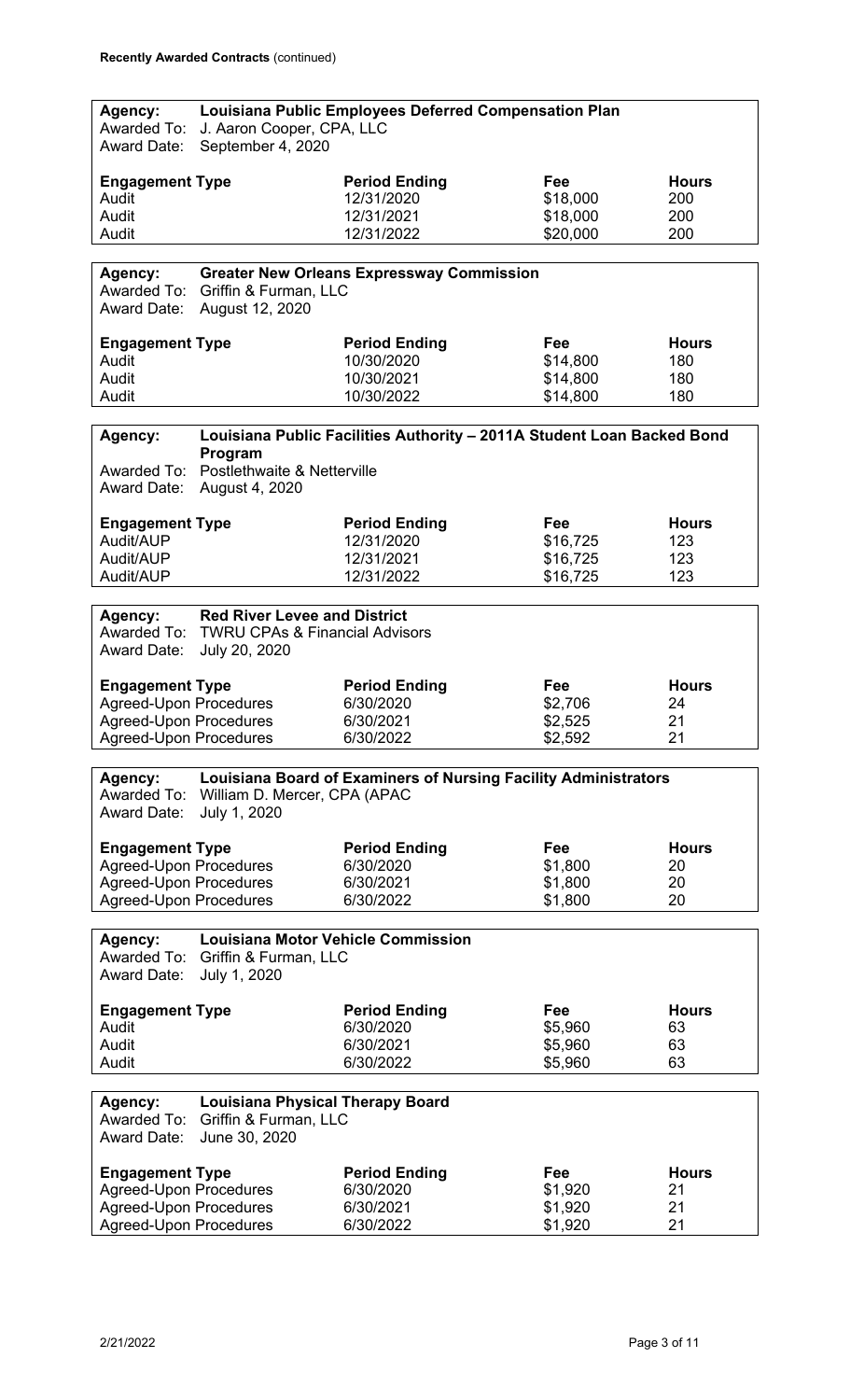**Recently Awarded Contracts** (continued)

**Agency:** Louisiana Public Employees Deferred Compensation Plan
Awarded To: J. Aaron Cooper, CPA, LLC
Award Date: September 4, 2020

| Engagement Type | Period Ending | Fee | Hours |
|---|---|---|---|
| Audit | 12/31/2020 | $18,000 | 200 |
| Audit | 12/31/2021 | $18,000 | 200 |
| Audit | 12/31/2022 | $20,000 | 200 |

**Agency:** Greater New Orleans Expressway Commission
Awarded To: Griffin & Furman, LLC
Award Date: August 12, 2020

| Engagement Type | Period Ending | Fee | Hours |
|---|---|---|---|
| Audit | 10/30/2020 | $14,800 | 180 |
| Audit | 10/30/2021 | $14,800 | 180 |
| Audit | 10/30/2022 | $14,800 | 180 |

**Agency:** Louisiana Public Facilities Authority – 2011A Student Loan Backed Bond Program
Awarded To: Postlethwaite & Netterville
Award Date: August 4, 2020

| Engagement Type | Period Ending | Fee | Hours |
|---|---|---|---|
| Audit/AUP | 12/31/2020 | $16,725 | 123 |
| Audit/AUP | 12/31/2021 | $16,725 | 123 |
| Audit/AUP | 12/31/2022 | $16,725 | 123 |

**Agency:** Red River Levee and District
Awarded To: TWRU CPAs & Financial Advisors
Award Date: July 20, 2020

| Engagement Type | Period Ending | Fee | Hours |
|---|---|---|---|
| Agreed-Upon Procedures | 6/30/2020 | $2,706 | 24 |
| Agreed-Upon Procedures | 6/30/2021 | $2,525 | 21 |
| Agreed-Upon Procedures | 6/30/2022 | $2,592 | 21 |

**Agency:** Louisiana Board of Examiners of Nursing Facility Administrators
Awarded To: William D. Mercer, CPA (APAC
Award Date: July 1, 2020

| Engagement Type | Period Ending | Fee | Hours |
|---|---|---|---|
| Agreed-Upon Procedures | 6/30/2020 | $1,800 | 20 |
| Agreed-Upon Procedures | 6/30/2021 | $1,800 | 20 |
| Agreed-Upon Procedures | 6/30/2022 | $1,800 | 20 |

**Agency:** Louisiana Motor Vehicle Commission
Awarded To: Griffin & Furman, LLC
Award Date: July 1, 2020

| Engagement Type | Period Ending | Fee | Hours |
|---|---|---|---|
| Audit | 6/30/2020 | $5,960 | 63 |
| Audit | 6/30/2021 | $5,960 | 63 |
| Audit | 6/30/2022 | $5,960 | 63 |

**Agency:** Louisiana Physical Therapy Board
Awarded To: Griffin & Furman, LLC
Award Date: June 30, 2020

| Engagement Type | Period Ending | Fee | Hours |
|---|---|---|---|
| Agreed-Upon Procedures | 6/30/2020 | $1,920 | 21 |
| Agreed-Upon Procedures | 6/30/2021 | $1,920 | 21 |
| Agreed-Upon Procedures | 6/30/2022 | $1,920 | 21 |

2/21/2022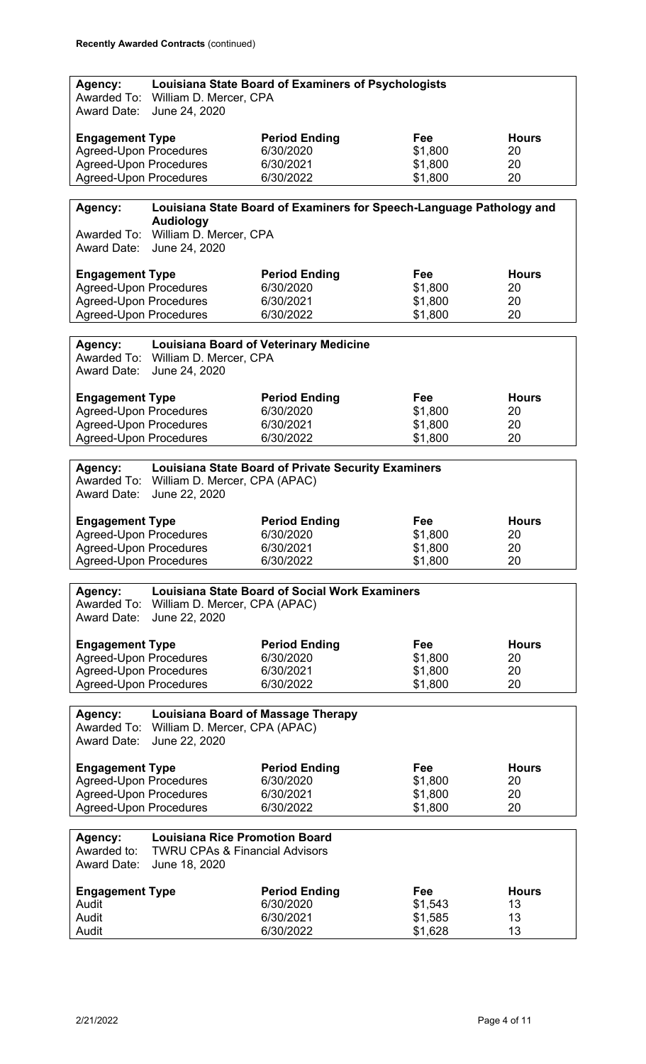**Recently Awarded Contracts** (continued)

**Agency:** **Louisiana State Board of Examiners of Psychologists**
Awarded To: William D. Mercer, CPA
Award Date: June 24, 2020

| Engagement Type | Period Ending | Fee | Hours |
|---|---|---|---|
| Agreed-Upon Procedures | 6/30/2020 | $1,800 | 20 |
| Agreed-Upon Procedures | 6/30/2021 | $1,800 | 20 |
| Agreed-Upon Procedures | 6/30/2022 | $1,800 | 20 |

**Agency:** **Louisiana State Board of Examiners for Speech-Language Pathology and Audiology**
Awarded To: William D. Mercer, CPA
Award Date: June 24, 2020

| Engagement Type | Period Ending | Fee | Hours |
|---|---|---|---|
| Agreed-Upon Procedures | 6/30/2020 | $1,800 | 20 |
| Agreed-Upon Procedures | 6/30/2021 | $1,800 | 20 |
| Agreed-Upon Procedures | 6/30/2022 | $1,800 | 20 |

**Agency:** **Louisiana Board of Veterinary Medicine**
Awarded To: William D. Mercer, CPA
Award Date: June 24, 2020

| Engagement Type | Period Ending | Fee | Hours |
|---|---|---|---|
| Agreed-Upon Procedures | 6/30/2020 | $1,800 | 20 |
| Agreed-Upon Procedures | 6/30/2021 | $1,800 | 20 |
| Agreed-Upon Procedures | 6/30/2022 | $1,800 | 20 |

**Agency:** **Louisiana State Board of Private Security Examiners**
Awarded To: William D. Mercer, CPA (APAC)
Award Date: June 22, 2020

| Engagement Type | Period Ending | Fee | Hours |
|---|---|---|---|
| Agreed-Upon Procedures | 6/30/2020 | $1,800 | 20 |
| Agreed-Upon Procedures | 6/30/2021 | $1,800 | 20 |
| Agreed-Upon Procedures | 6/30/2022 | $1,800 | 20 |

**Agency:** **Louisiana State Board of Social Work Examiners**
Awarded To: William D. Mercer, CPA (APAC)
Award Date: June 22, 2020

| Engagement Type | Period Ending | Fee | Hours |
|---|---|---|---|
| Agreed-Upon Procedures | 6/30/2020 | $1,800 | 20 |
| Agreed-Upon Procedures | 6/30/2021 | $1,800 | 20 |
| Agreed-Upon Procedures | 6/30/2022 | $1,800 | 20 |

**Agency:** **Louisiana Board of Massage Therapy**
Awarded To: William D. Mercer, CPA (APAC)
Award Date: June 22, 2020

| Engagement Type | Period Ending | Fee | Hours |
|---|---|---|---|
| Agreed-Upon Procedures | 6/30/2020 | $1,800 | 20 |
| Agreed-Upon Procedures | 6/30/2021 | $1,800 | 20 |
| Agreed-Upon Procedures | 6/30/2022 | $1,800 | 20 |

**Agency:** **Louisiana Rice Promotion Board**
Awarded to: TWRU CPAs & Financial Advisors
Award Date: June 18, 2020

| Engagement Type | Period Ending | Fee | Hours |
|---|---|---|---|
| Audit | 6/30/2020 | $1,543 | 13 |
| Audit | 6/30/2021 | $1,585 | 13 |
| Audit | 6/30/2022 | $1,628 | 13 |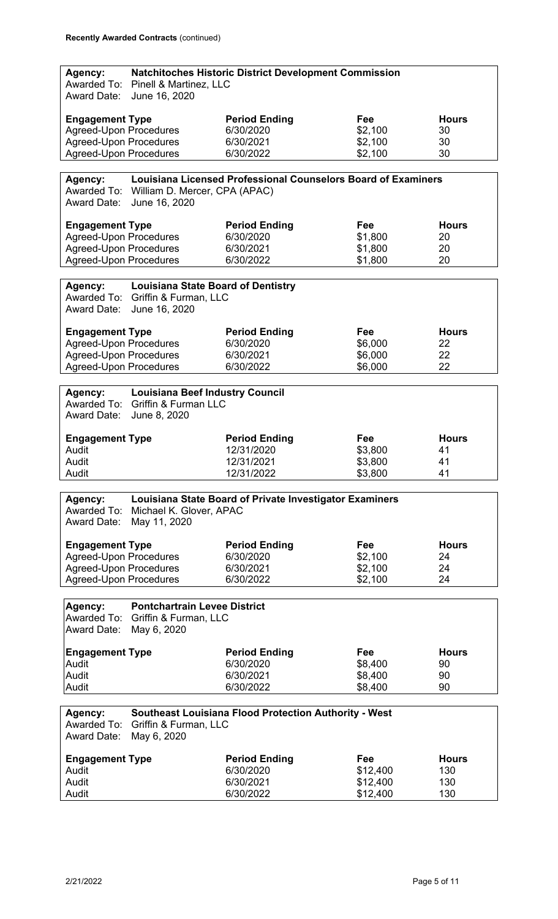**Recently Awarded Contracts** (continued)

**Agency:** **Natchitoches Historic District Development Commission**
Awarded To: Pinell & Martinez, LLC
Award Date: June 16, 2020

| Engagement Type | Period Ending | Fee | Hours |
|---|---|---|---|
| Agreed-Upon Procedures | 6/30/2020 | $2,100 | 30 |
| Agreed-Upon Procedures | 6/30/2021 | $2,100 | 30 |
| Agreed-Upon Procedures | 6/30/2022 | $2,100 | 30 |

**Agency:** **Louisiana Licensed Professional Counselors Board of Examiners**
Awarded To: William D. Mercer, CPA (APAC)
Award Date: June 16, 2020

| Engagement Type | Period Ending | Fee | Hours |
|---|---|---|---|
| Agreed-Upon Procedures | 6/30/2020 | $1,800 | 20 |
| Agreed-Upon Procedures | 6/30/2021 | $1,800 | 20 |
| Agreed-Upon Procedures | 6/30/2022 | $1,800 | 20 |

**Agency:** **Louisiana State Board of Dentistry**
Awarded To: Griffin & Furman, LLC
Award Date: June 16, 2020

| Engagement Type | Period Ending | Fee | Hours |
|---|---|---|---|
| Agreed-Upon Procedures | 6/30/2020 | $6,000 | 22 |
| Agreed-Upon Procedures | 6/30/2021 | $6,000 | 22 |
| Agreed-Upon Procedures | 6/30/2022 | $6,000 | 22 |

**Agency:** **Louisiana Beef Industry Council**
Awarded To: Griffin & Furman LLC
Award Date: June 8, 2020

| Engagement Type | Period Ending | Fee | Hours |
|---|---|---|---|
| Audit | 12/31/2020 | $3,800 | 41 |
| Audit | 12/31/2021 | $3,800 | 41 |
| Audit | 12/31/2022 | $3,800 | 41 |

**Agency:** **Louisiana State Board of Private Investigator Examiners**
Awarded To: Michael K. Glover, APAC
Award Date: May 11, 2020

| Engagement Type | Period Ending | Fee | Hours |
|---|---|---|---|
| Agreed-Upon Procedures | 6/30/2020 | $2,100 | 24 |
| Agreed-Upon Procedures | 6/30/2021 | $2,100 | 24 |
| Agreed-Upon Procedures | 6/30/2022 | $2,100 | 24 |

**Agency:** **Pontchartrain Levee District**
Awarded To: Griffin & Furman, LLC
Award Date: May 6, 2020

| Engagement Type | Period Ending | Fee | Hours |
|---|---|---|---|
| Audit | 6/30/2020 | $8,400 | 90 |
| Audit | 6/30/2021 | $8,400 | 90 |
| Audit | 6/30/2022 | $8,400 | 90 |

**Agency:** **Southeast Louisiana Flood Protection Authority - West**
Awarded To: Griffin & Furman, LLC
Award Date: May 6, 2020

| Engagement Type | Period Ending | Fee | Hours |
|---|---|---|---|
| Audit | 6/30/2020 | $12,400 | 130 |
| Audit | 6/30/2021 | $12,400 | 130 |
| Audit | 6/30/2022 | $12,400 | 130 |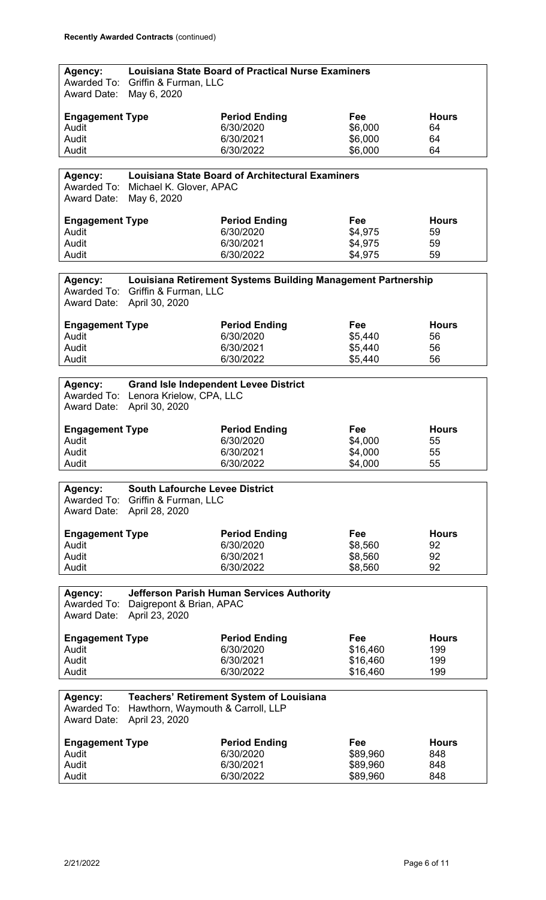**Recently Awarded Contracts** (continued)

**Agency:** **Louisiana State Board of Practical Nurse Examiners**
Awarded To: Griffin & Furman, LLC
Award Date: May 6, 2020

| Engagement Type | Period Ending | Fee | Hours |
|---|---|---|---|
| Audit | 6/30/2020 | $6,000 | 64 |
| Audit | 6/30/2021 | $6,000 | 64 |
| Audit | 6/30/2022 | $6,000 | 64 |

**Agency:** **Louisiana State Board of Architectural Examiners**
Awarded To: Michael K. Glover, APAC
Award Date: May 6, 2020

| Engagement Type | Period Ending | Fee | Hours |
|---|---|---|---|
| Audit | 6/30/2020 | $4,975 | 59 |
| Audit | 6/30/2021 | $4,975 | 59 |
| Audit | 6/30/2022 | $4,975 | 59 |

**Agency:** **Louisiana Retirement Systems Building Management Partnership**
Awarded To: Griffin & Furman, LLC
Award Date: April 30, 2020

| Engagement Type | Period Ending | Fee | Hours |
|---|---|---|---|
| Audit | 6/30/2020 | $5,440 | 56 |
| Audit | 6/30/2021 | $5,440 | 56 |
| Audit | 6/30/2022 | $5,440 | 56 |

**Agency:** **Grand Isle Independent Levee District**
Awarded To: Lenora Krielow, CPA, LLC
Award Date: April 30, 2020

| Engagement Type | Period Ending | Fee | Hours |
|---|---|---|---|
| Audit | 6/30/2020 | $4,000 | 55 |
| Audit | 6/30/2021 | $4,000 | 55 |
| Audit | 6/30/2022 | $4,000 | 55 |

**Agency:** **South Lafourche Levee District**
Awarded To: Griffin & Furman, LLC
Award Date: April 28, 2020

| Engagement Type | Period Ending | Fee | Hours |
|---|---|---|---|
| Audit | 6/30/2020 | $8,560 | 92 |
| Audit | 6/30/2021 | $8,560 | 92 |
| Audit | 6/30/2022 | $8,560 | 92 |

**Agency:** **Jefferson Parish Human Services Authority**
Awarded To: Daigrepont & Brian, APAC
Award Date: April 23, 2020

| Engagement Type | Period Ending | Fee | Hours |
|---|---|---|---|
| Audit | 6/30/2020 | $16,460 | 199 |
| Audit | 6/30/2021 | $16,460 | 199 |
| Audit | 6/30/2022 | $16,460 | 199 |

**Agency:** **Teachers' Retirement System of Louisiana**
Awarded To: Hawthorn, Waymouth & Carroll, LLP
Award Date: April 23, 2020

| Engagement Type | Period Ending | Fee | Hours |
|---|---|---|---|
| Audit | 6/30/2020 | $89,960 | 848 |
| Audit | 6/30/2021 | $89,960 | 848 |
| Audit | 6/30/2022 | $89,960 | 848 |

2/21/2022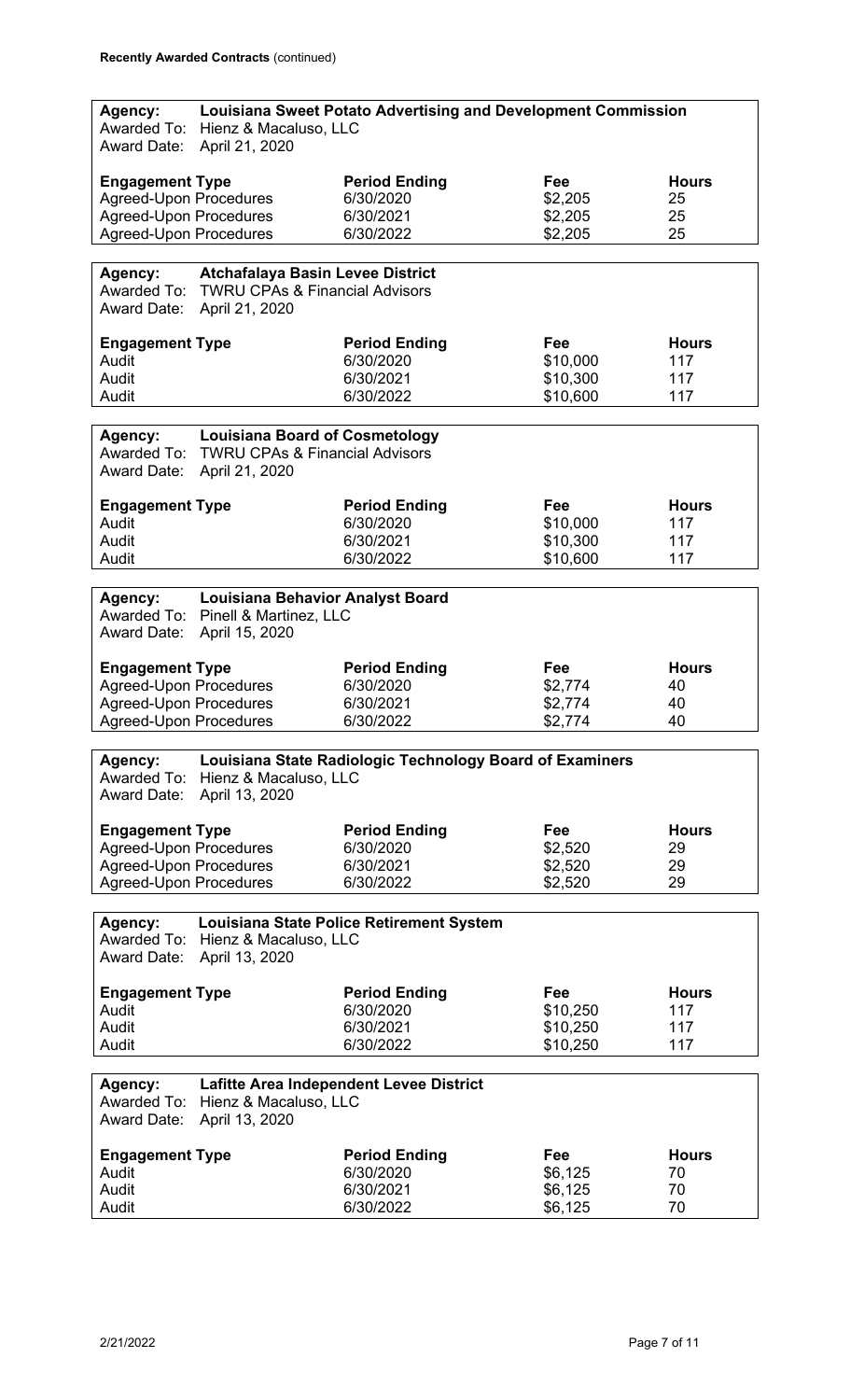**Recently Awarded Contracts** (continued)

**Agency:** **Louisiana Sweet Potato Advertising and Development Commission**
Awarded To: Hienz & Macaluso, LLC
Award Date: April 21, 2020

| Engagement Type | Period Ending | Fee | Hours |
|---|---|---|---|
| Agreed-Upon Procedures | 6/30/2020 | $2,205 | 25 |
| Agreed-Upon Procedures | 6/30/2021 | $2,205 | 25 |
| Agreed-Upon Procedures | 6/30/2022 | $2,205 | 25 |

**Agency:** **Atchafalaya Basin Levee District**
Awarded To: TWRU CPAs & Financial Advisors
Award Date: April 21, 2020

| Engagement Type | Period Ending | Fee | Hours |
|---|---|---|---|
| Audit | 6/30/2020 | $10,000 | 117 |
| Audit | 6/30/2021 | $10,300 | 117 |
| Audit | 6/30/2022 | $10,600 | 117 |

**Agency:** **Louisiana Board of Cosmetology**
Awarded To: TWRU CPAs & Financial Advisors
Award Date: April 21, 2020

| Engagement Type | Period Ending | Fee | Hours |
|---|---|---|---|
| Audit | 6/30/2020 | $10,000 | 117 |
| Audit | 6/30/2021 | $10,300 | 117 |
| Audit | 6/30/2022 | $10,600 | 117 |

**Agency:** **Louisiana Behavior Analyst Board**
Awarded To: Pinell & Martinez, LLC
Award Date: April 15, 2020

| Engagement Type | Period Ending | Fee | Hours |
|---|---|---|---|
| Agreed-Upon Procedures | 6/30/2020 | $2,774 | 40 |
| Agreed-Upon Procedures | 6/30/2021 | $2,774 | 40 |
| Agreed-Upon Procedures | 6/30/2022 | $2,774 | 40 |

**Agency:** **Louisiana State Radiologic Technology Board of Examiners**
Awarded To: Hienz & Macaluso, LLC
Award Date: April 13, 2020

| Engagement Type | Period Ending | Fee | Hours |
|---|---|---|---|
| Agreed-Upon Procedures | 6/30/2020 | $2,520 | 29 |
| Agreed-Upon Procedures | 6/30/2021 | $2,520 | 29 |
| Agreed-Upon Procedures | 6/30/2022 | $2,520 | 29 |

**Agency:** **Louisiana State Police Retirement System**
Awarded To: Hienz & Macaluso, LLC
Award Date: April 13, 2020

| Engagement Type | Period Ending | Fee | Hours |
|---|---|---|---|
| Audit | 6/30/2020 | $10,250 | 117 |
| Audit | 6/30/2021 | $10,250 | 117 |
| Audit | 6/30/2022 | $10,250 | 117 |

**Agency:** **Lafitte Area Independent Levee District**
Awarded To: Hienz & Macaluso, LLC
Award Date: April 13, 2020

| Engagement Type | Period Ending | Fee | Hours |
|---|---|---|---|
| Audit | 6/30/2020 | $6,125 | 70 |
| Audit | 6/30/2021 | $6,125 | 70 |
| Audit | 6/30/2022 | $6,125 | 70 |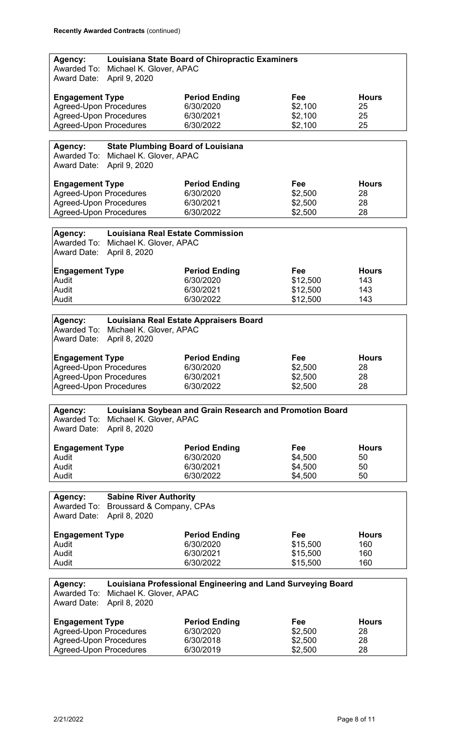**Recently Awarded Contracts** (continued)

**Agency:** **Louisiana State Board of Chiropractic Examiners**
Awarded To: Michael K. Glover, APAC
Award Date: April 9, 2020

| Engagement Type | Period Ending | Fee | Hours |
|---|---|---|---|
| Agreed-Upon Procedures | 6/30/2020 | $2,100 | 25 |
| Agreed-Upon Procedures | 6/30/2021 | $2,100 | 25 |
| Agreed-Upon Procedures | 6/30/2022 | $2,100 | 25 |

**Agency:** **State Plumbing Board of Louisiana**
Awarded To: Michael K. Glover, APAC
Award Date: April 9, 2020

| Engagement Type | Period Ending | Fee | Hours |
|---|---|---|---|
| Agreed-Upon Procedures | 6/30/2020 | $2,500 | 28 |
| Agreed-Upon Procedures | 6/30/2021 | $2,500 | 28 |
| Agreed-Upon Procedures | 6/30/2022 | $2,500 | 28 |

**Agency:** **Louisiana Real Estate Commission**
Awarded To: Michael K. Glover, APAC
Award Date: April 8, 2020

| Engagement Type | Period Ending | Fee | Hours |
|---|---|---|---|
| Audit | 6/30/2020 | $12,500 | 143 |
| Audit | 6/30/2021 | $12,500 | 143 |
| Audit | 6/30/2022 | $12,500 | 143 |

**Agency:** **Louisiana Real Estate Appraisers Board**
Awarded To: Michael K. Glover, APAC
Award Date: April 8, 2020

| Engagement Type | Period Ending | Fee | Hours |
|---|---|---|---|
| Agreed-Upon Procedures | 6/30/2020 | $2,500 | 28 |
| Agreed-Upon Procedures | 6/30/2021 | $2,500 | 28 |
| Agreed-Upon Procedures | 6/30/2022 | $2,500 | 28 |

**Agency:** **Louisiana Soybean and Grain Research and Promotion Board**
Awarded To: Michael K. Glover, APAC
Award Date: April 8, 2020

| Engagement Type | Period Ending | Fee | Hours |
|---|---|---|---|
| Audit | 6/30/2020 | $4,500 | 50 |
| Audit | 6/30/2021 | $4,500 | 50 |
| Audit | 6/30/2022 | $4,500 | 50 |

**Agency:** **Sabine River Authority**
Awarded To: Broussard & Company, CPAs
Award Date: April 8, 2020

| Engagement Type | Period Ending | Fee | Hours |
|---|---|---|---|
| Audit | 6/30/2020 | $15,500 | 160 |
| Audit | 6/30/2021 | $15,500 | 160 |
| Audit | 6/30/2022 | $15,500 | 160 |

**Agency:** **Louisiana Professional Engineering and Land Surveying Board**
Awarded To: Michael K. Glover, APAC
Award Date: April 8, 2020

| Engagement Type | Period Ending | Fee | Hours |
|---|---|---|---|
| Agreed-Upon Procedures | 6/30/2020 | $2,500 | 28 |
| Agreed-Upon Procedures | 6/30/2018 | $2,500 | 28 |
| Agreed-Upon Procedures | 6/30/2019 | $2,500 | 28 |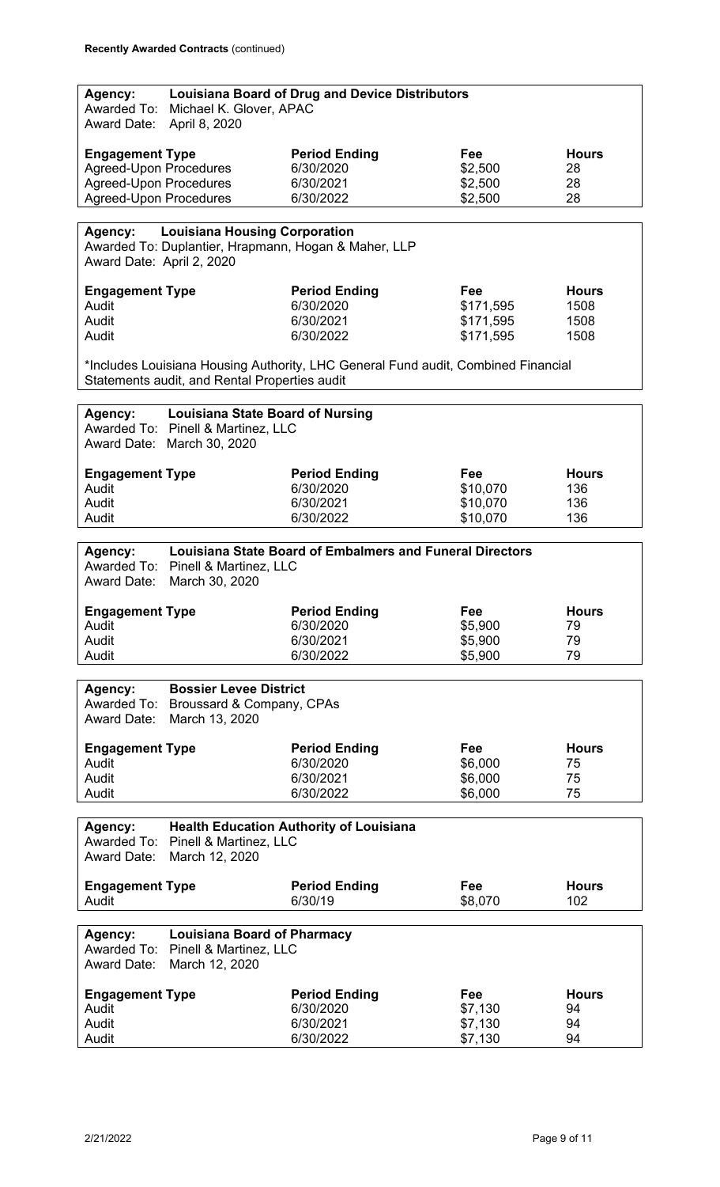**Recently Awarded Contracts** (continued)

**Agency: Louisiana Board of Drug and Device Distributors**
Awarded To: Michael K. Glover, APAC
Award Date: April 8, 2020

| Engagement Type | Period Ending | Fee | Hours |
| --- | --- | --- | --- |
| Agreed-Upon Procedures | 6/30/2020 | $2,500 | 28 |
| Agreed-Upon Procedures | 6/30/2021 | $2,500 | 28 |
| Agreed-Upon Procedures | 6/30/2022 | $2,500 | 28 |

**Agency: Louisiana Housing Corporation**
Awarded To: Duplantier, Hrapmann, Hogan & Maher, LLP
Award Date: April 2, 2020

| Engagement Type | Period Ending | Fee | Hours |
| --- | --- | --- | --- |
| Audit | 6/30/2020 | $171,595 | 1508 |
| Audit | 6/30/2021 | $171,595 | 1508 |
| Audit | 6/30/2022 | $171,595 | 1508 |

*Includes Louisiana Housing Authority, LHC General Fund audit, Combined Financial Statements audit, and Rental Properties audit

**Agency: Louisiana State Board of Nursing**
Awarded To: Pinell & Martinez, LLC
Award Date: March 30, 2020

| Engagement Type | Period Ending | Fee | Hours |
| --- | --- | --- | --- |
| Audit | 6/30/2020 | $10,070 | 136 |
| Audit | 6/30/2021 | $10,070 | 136 |
| Audit | 6/30/2022 | $10,070 | 136 |

**Agency: Louisiana State Board of Embalmers and Funeral Directors**
Awarded To: Pinell & Martinez, LLC
Award Date: March 30, 2020

| Engagement Type | Period Ending | Fee | Hours |
| --- | --- | --- | --- |
| Audit | 6/30/2020 | $5,900 | 79 |
| Audit | 6/30/2021 | $5,900 | 79 |
| Audit | 6/30/2022 | $5,900 | 79 |

**Agency: Bossier Levee District**
Awarded To: Broussard & Company, CPAs
Award Date: March 13, 2020

| Engagement Type | Period Ending | Fee | Hours |
| --- | --- | --- | --- |
| Audit | 6/30/2020 | $6,000 | 75 |
| Audit | 6/30/2021 | $6,000 | 75 |
| Audit | 6/30/2022 | $6,000 | 75 |

**Agency: Health Education Authority of Louisiana**
Awarded To: Pinell & Martinez, LLC
Award Date: March 12, 2020

| Engagement Type | Period Ending | Fee | Hours |
| --- | --- | --- | --- |
| Audit | 6/30/19 | $8,070 | 102 |

**Agency: Louisiana Board of Pharmacy**
Awarded To: Pinell & Martinez, LLC
Award Date: March 12, 2020

| Engagement Type | Period Ending | Fee | Hours |
| --- | --- | --- | --- |
| Audit | 6/30/2020 | $7,130 | 94 |
| Audit | 6/30/2021 | $7,130 | 94 |
| Audit | 6/30/2022 | $7,130 | 94 |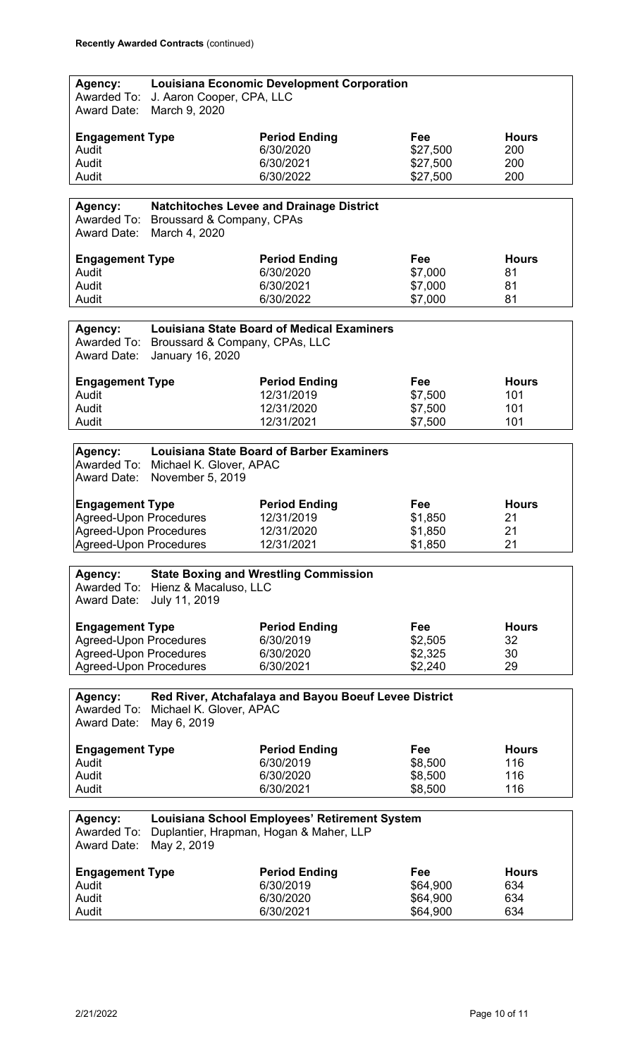**Recently Awarded Contracts** (continued)

**Agency:** **Louisiana Economic Development Corporation**
Awarded To: J. Aaron Cooper, CPA, LLC
Award Date: March 9, 2020

| Engagement Type | Period Ending | Fee | Hours |
|---|---|---|---|
| Audit | 6/30/2020 | $27,500 | 200 |
| Audit | 6/30/2021 | $27,500 | 200 |
| Audit | 6/30/2022 | $27,500 | 200 |

**Agency:** **Natchitoches Levee and Drainage District**
Awarded To: Broussard & Company, CPAs
Award Date: March 4, 2020

| Engagement Type | Period Ending | Fee | Hours |
|---|---|---|---|
| Audit | 6/30/2020 | $7,000 | 81 |
| Audit | 6/30/2021 | $7,000 | 81 |
| Audit | 6/30/2022 | $7,000 | 81 |

**Agency:** **Louisiana State Board of Medical Examiners**
Awarded To: Broussard & Company, CPAs, LLC
Award Date: January 16, 2020

| Engagement Type | Period Ending | Fee | Hours |
|---|---|---|---|
| Audit | 12/31/2019 | $7,500 | 101 |
| Audit | 12/31/2020 | $7,500 | 101 |
| Audit | 12/31/2021 | $7,500 | 101 |

**Agency:** **Louisiana State Board of Barber Examiners**
Awarded To: Michael K. Glover, APAC
Award Date: November 5, 2019

| Engagement Type | Period Ending | Fee | Hours |
|---|---|---|---|
| Agreed-Upon Procedures | 12/31/2019 | $1,850 | 21 |
| Agreed-Upon Procedures | 12/31/2020 | $1,850 | 21 |
| Agreed-Upon Procedures | 12/31/2021 | $1,850 | 21 |

**Agency:** **State Boxing and Wrestling Commission**
Awarded To: Hienz & Macaluso, LLC
Award Date: July 11, 2019

| Engagement Type | Period Ending | Fee | Hours |
|---|---|---|---|
| Agreed-Upon Procedures | 6/30/2019 | $2,505 | 32 |
| Agreed-Upon Procedures | 6/30/2020 | $2,325 | 30 |
| Agreed-Upon Procedures | 6/30/2021 | $2,240 | 29 |

**Agency:** **Red River, Atchafalaya and Bayou Boeuf Levee District**
Awarded To: Michael K. Glover, APAC
Award Date: May 6, 2019

| Engagement Type | Period Ending | Fee | Hours |
|---|---|---|---|
| Audit | 6/30/2019 | $8,500 | 116 |
| Audit | 6/30/2020 | $8,500 | 116 |
| Audit | 6/30/2021 | $8,500 | 116 |

**Agency:** **Louisiana School Employees' Retirement System**
Awarded To: Duplantier, Hrapman, Hogan & Maher, LLP
Award Date: May 2, 2019

| Engagement Type | Period Ending | Fee | Hours |
|---|---|---|---|
| Audit | 6/30/2019 | $64,900 | 634 |
| Audit | 6/30/2020 | $64,900 | 634 |
| Audit | 6/30/2021 | $64,900 | 634 |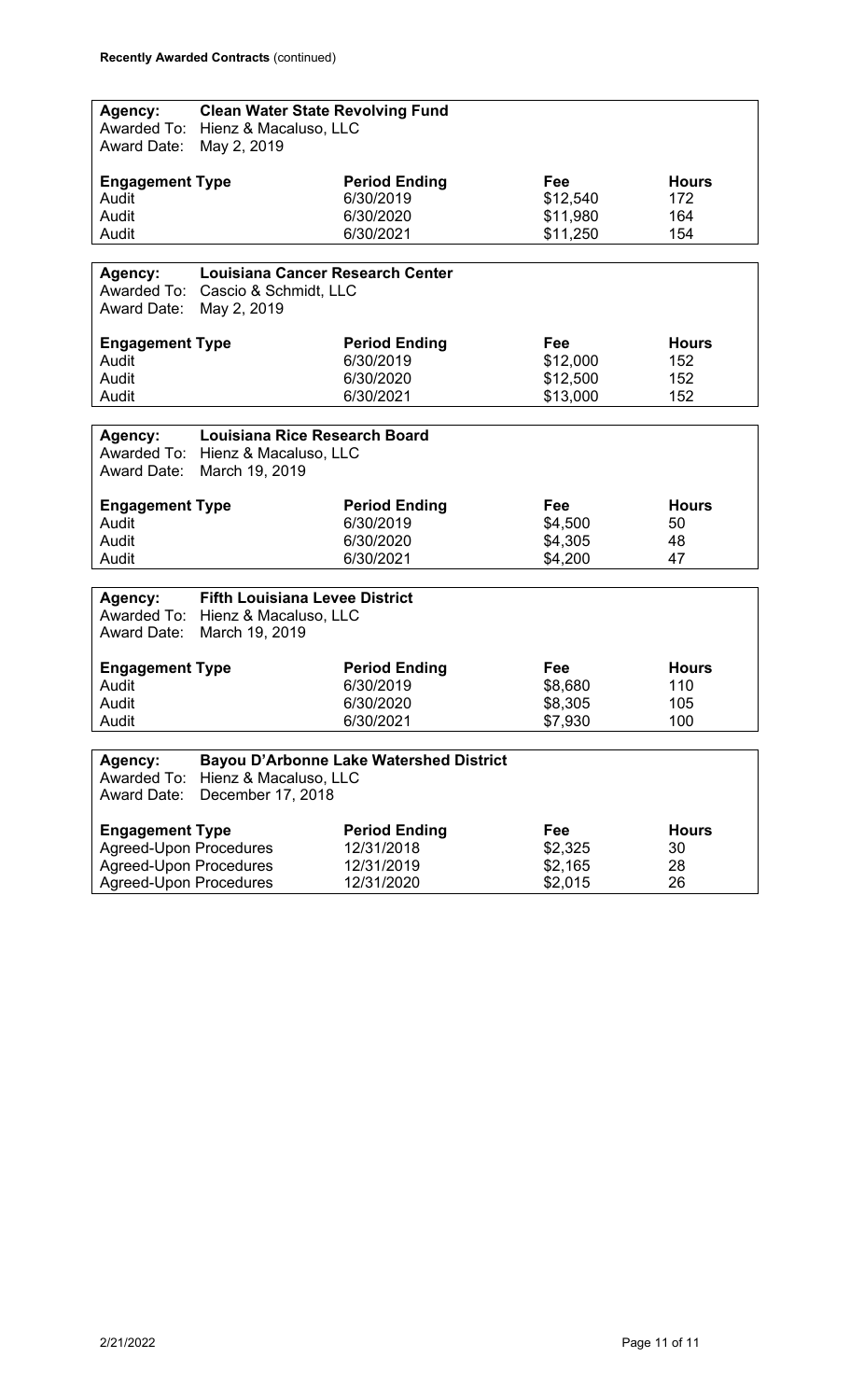**Recently Awarded Contracts** (continued)

**Agency:** **Clean Water State Revolving Fund**
Awarded To: Hienz & Macaluso, LLC
Award Date: May 2, 2019

| Engagement Type | Period Ending | Fee | Hours |
|---|---|---|---|
| Audit | 6/30/2019 | $12,540 | 172 |
| Audit | 6/30/2020 | $11,980 | 164 |
| Audit | 6/30/2021 | $11,250 | 154 |

**Agency:** **Louisiana Cancer Research Center**
Awarded To: Cascio & Schmidt, LLC
Award Date: May 2, 2019

| Engagement Type | Period Ending | Fee | Hours |
|---|---|---|---|
| Audit | 6/30/2019 | $12,000 | 152 |
| Audit | 6/30/2020 | $12,500 | 152 |
| Audit | 6/30/2021 | $13,000 | 152 |

**Agency:** **Louisiana Rice Research Board**
Awarded To: Hienz & Macaluso, LLC
Award Date: March 19, 2019

| Engagement Type | Period Ending | Fee | Hours |
|---|---|---|---|
| Audit | 6/30/2019 | $4,500 | 50 |
| Audit | 6/30/2020 | $4,305 | 48 |
| Audit | 6/30/2021 | $4,200 | 47 |

**Agency:** **Fifth Louisiana Levee District**
Awarded To: Hienz & Macaluso, LLC
Award Date: March 19, 2019

| Engagement Type | Period Ending | Fee | Hours |
|---|---|---|---|
| Audit | 6/30/2019 | $8,680 | 110 |
| Audit | 6/30/2020 | $8,305 | 105 |
| Audit | 6/30/2021 | $7,930 | 100 |

**Agency:** **Bayou D'Arbonne Lake Watershed District**
Awarded To: Hienz & Macaluso, LLC
Award Date: December 17, 2018

| Engagement Type | Period Ending | Fee | Hours |
|---|---|---|---|
| Agreed-Upon Procedures | 12/31/2018 | $2,325 | 30 |
| Agreed-Upon Procedures | 12/31/2019 | $2,165 | 28 |
| Agreed-Upon Procedures | 12/31/2020 | $2,015 | 26 |

2/21/2022